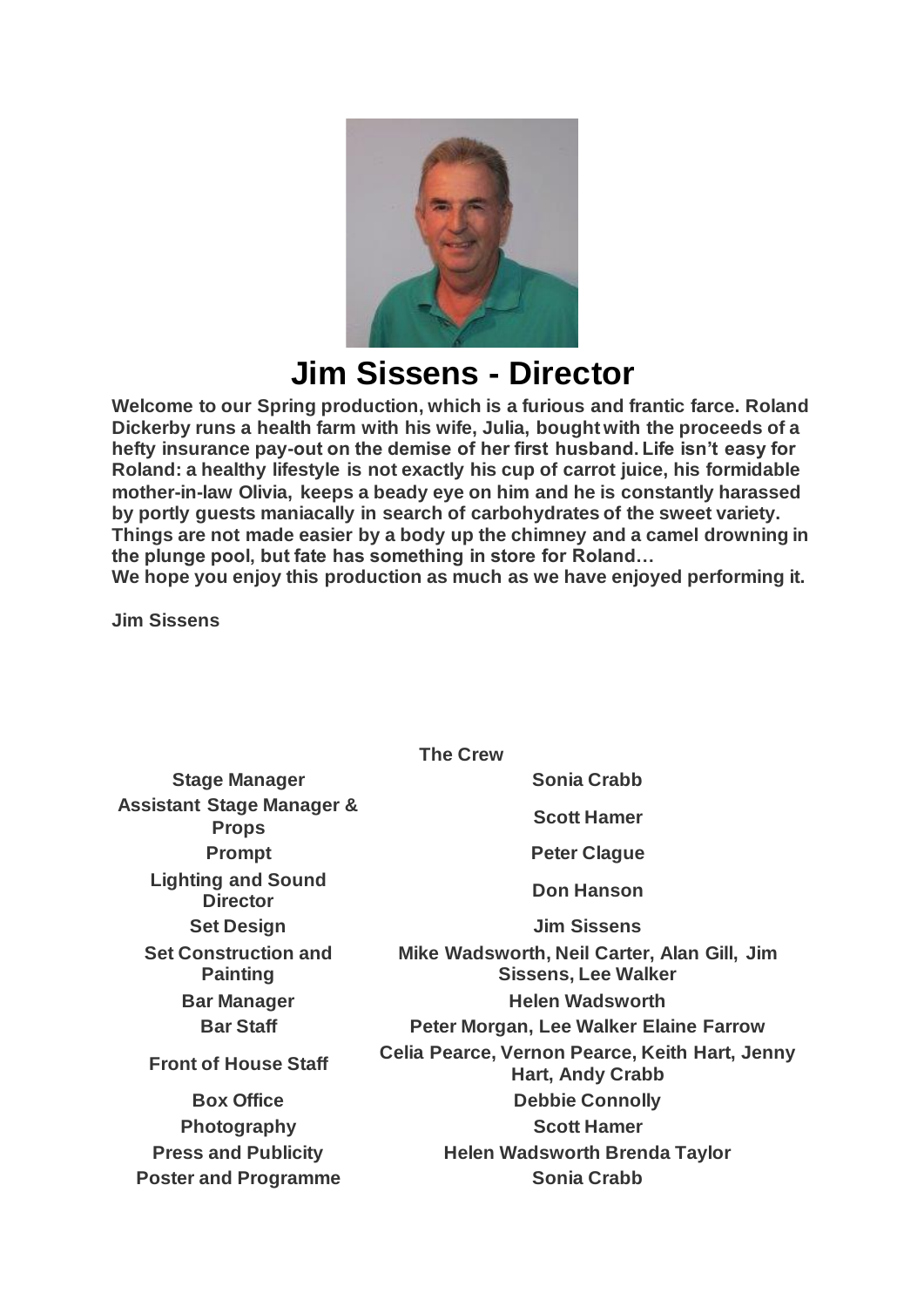# Jim Sissens - Director

**Welcome to our Spring production, which is a furious and frantic farce. Roland Dickerby runs a health farm with his wife, Julia, bought with the proceeds of a hefty insurance pay-out on the demise of her first husband. Life isn't easy for Roland: a healthy lifestyle is not exactly his cup of carrot juice, his formidable mother-in-law Olivia, keeps a beady eye on him and he is constantly harassed by portly guests maniacally in search of carbohydrates of the sweet variety. Things are not made easier by a body up the chimney and a camel drowning in the plunge pool, but fate has something in store for Roland…**
**We hope you enjoy this production as much as we have enjoyed performing it.**

**Jim Sissens**

**The Crew**

| | |
|---|---|
| **Stage Manager** | **Sonia Crabb** |
| **Assistant Stage Manager & Props** | **Scott Hamer** |
| **Prompt** | **Peter Clague** |
| **Lighting and Sound Director** | **Don Hanson** |
| **Set Design** | **Jim Sissens** |
| **Set Construction and Painting** | **Mike Wadsworth, Neil Carter, Alan Gill, Jim Sissens, Lee Walker** |
| **Bar Manager** | **Helen Wadsworth** |
| **Bar Staff** | **Peter Morgan, Lee Walker Elaine Farrow** |
| **Front of House Staff** | **Celia Pearce, Vernon Pearce, Keith Hart, Jenny Hart, Andy Crabb** |
| **Box Office** | **Debbie Connolly** |
| **Photography** | **Scott Hamer** |
| **Press and Publicity** | **Helen Wadsworth Brenda Taylor** |
| **Poster and Programme** | **Sonia Crabb** |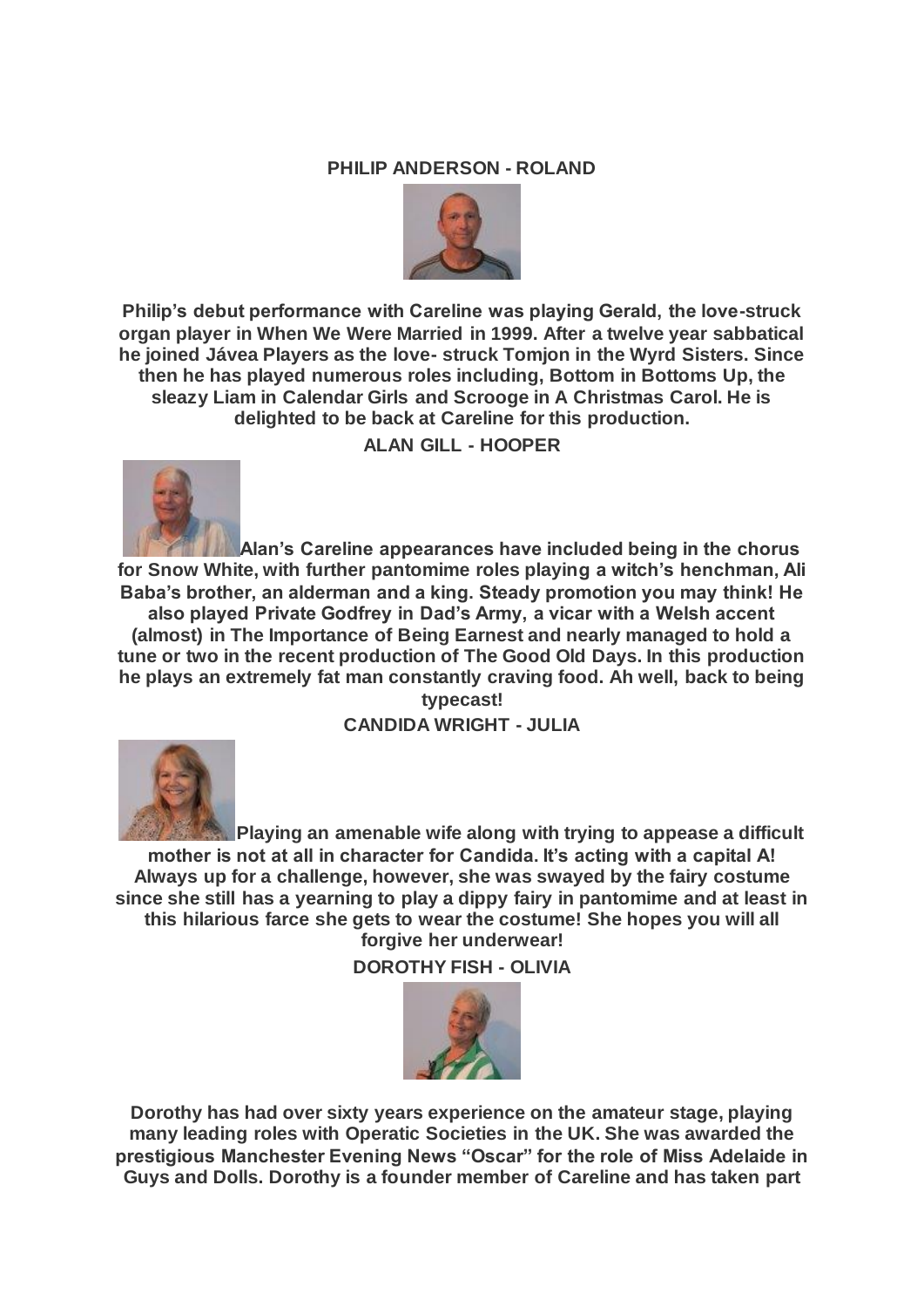**PHILIP ANDERSON - ROLAND**

**Philip's debut performance with Careline was playing Gerald, the love-struck organ player in When We Were Married in 1999. After a twelve year sabbatical he joined Jávea Players as the love- struck Tomjon in the Wyrd Sisters. Since then he has played numerous roles including, Bottom in Bottoms Up, the sleazy Liam in Calendar Girls and Scrooge in A Christmas Carol. He is delighted to be back at Careline for this production.**

**ALAN GILL - HOOPER**

**Alan's Careline appearances have included being in the chorus for Snow White, with further pantomime roles playing a witch's henchman, Ali Baba's brother, an alderman and a king. Steady promotion you may think! He also played Private Godfrey in Dad's Army, a vicar with a Welsh accent (almost) in The Importance of Being Earnest and nearly managed to hold a tune or two in the recent production of The Good Old Days. In this production he plays an extremely fat man constantly craving food. Ah well, back to being typecast!**

**CANDIDA WRIGHT - JULIA**

**Playing an amenable wife along with trying to appease a difficult mother is not at all in character for Candida. It's acting with a capital A! Always up for a challenge, however, she was swayed by the fairy costume since she still has a yearning to play a dippy fairy in pantomime and at least in this hilarious farce she gets to wear the costume! She hopes you will all forgive her underwear!**

**DOROTHY FISH - OLIVIA**

**Dorothy has had over sixty years experience on the amateur stage, playing many leading roles with Operatic Societies in the UK. She was awarded the prestigious Manchester Evening News "Oscar" for the role of Miss Adelaide in Guys and Dolls. Dorothy is a founder member of Careline and has taken part**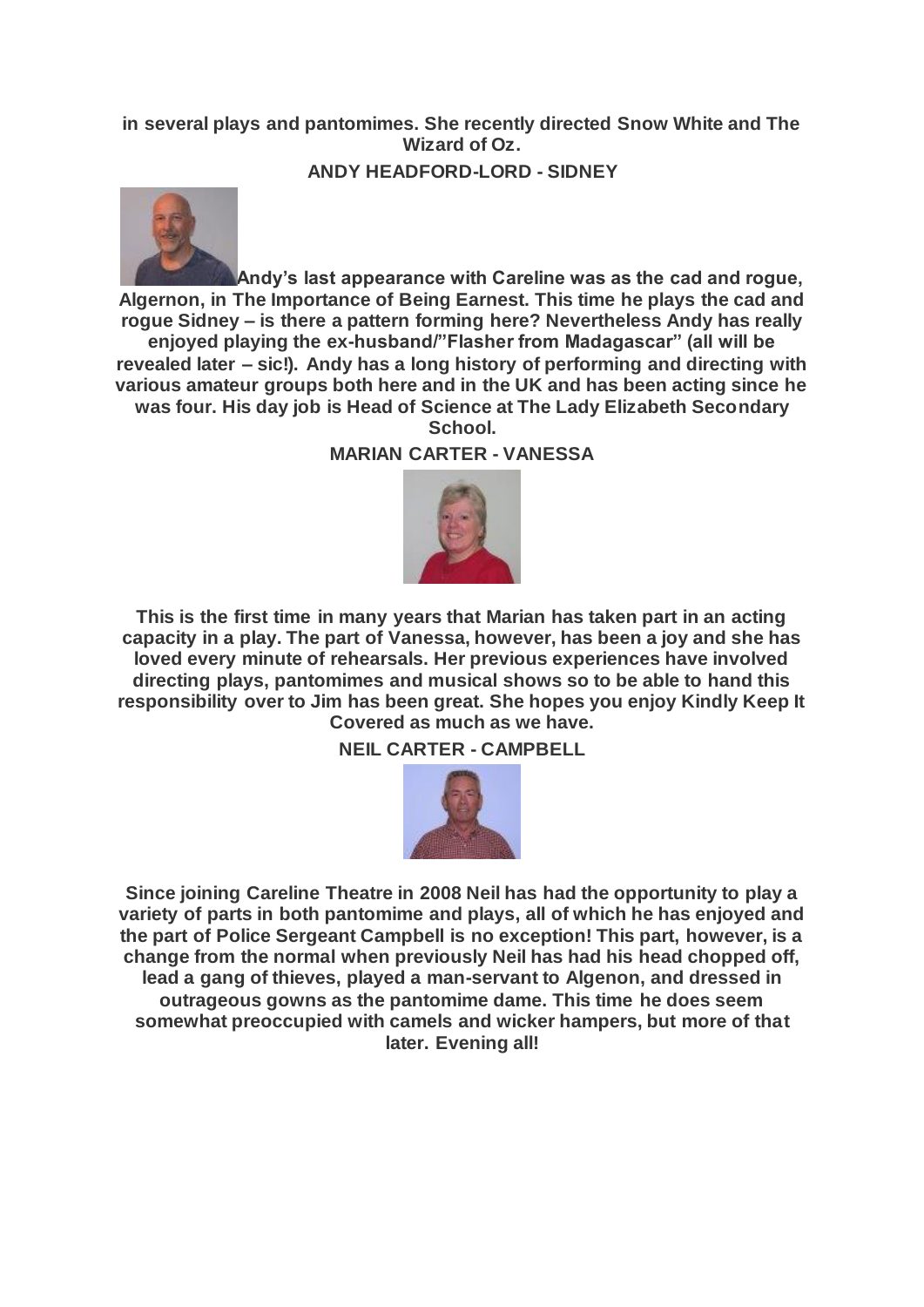**in several plays and pantomimes. She recently directed Snow White and The Wizard of Oz.**

**ANDY HEADFORD-LORD - SIDNEY**

**Andy's last appearance with Careline was as the cad and rogue, Algernon, in The Importance of Being Earnest. This time he plays the cad and rogue Sidney – is there a pattern forming here? Nevertheless Andy has really enjoyed playing the ex-husband/"Flasher from Madagascar" (all will be revealed later – sic!). Andy has a long history of performing and directing with various amateur groups both here and in the UK and has been acting since he was four. His day job is Head of Science at The Lady Elizabeth Secondary School.**

**MARIAN CARTER - VANESSA**

**This is the first time in many years that Marian has taken part in an acting capacity in a play. The part of Vanessa, however, has been a joy and she has loved every minute of rehearsals. Her previous experiences have involved directing plays, pantomimes and musical shows so to be able to hand this responsibility over to Jim has been great. She hopes you enjoy Kindly Keep It Covered as much as we have.**

**NEIL CARTER - CAMPBELL**

**Since joining Careline Theatre in 2008 Neil has had the opportunity to play a variety of parts in both pantomime and plays, all of which he has enjoyed and the part of Police Sergeant Campbell is no exception! This part, however, is a change from the normal when previously Neil has had his head chopped off, lead a gang of thieves, played a man-servant to Algenon, and dressed in outrageous gowns as the pantomime dame. This time he does seem somewhat preoccupied with camels and wicker hampers, but more of that later. Evening all!**